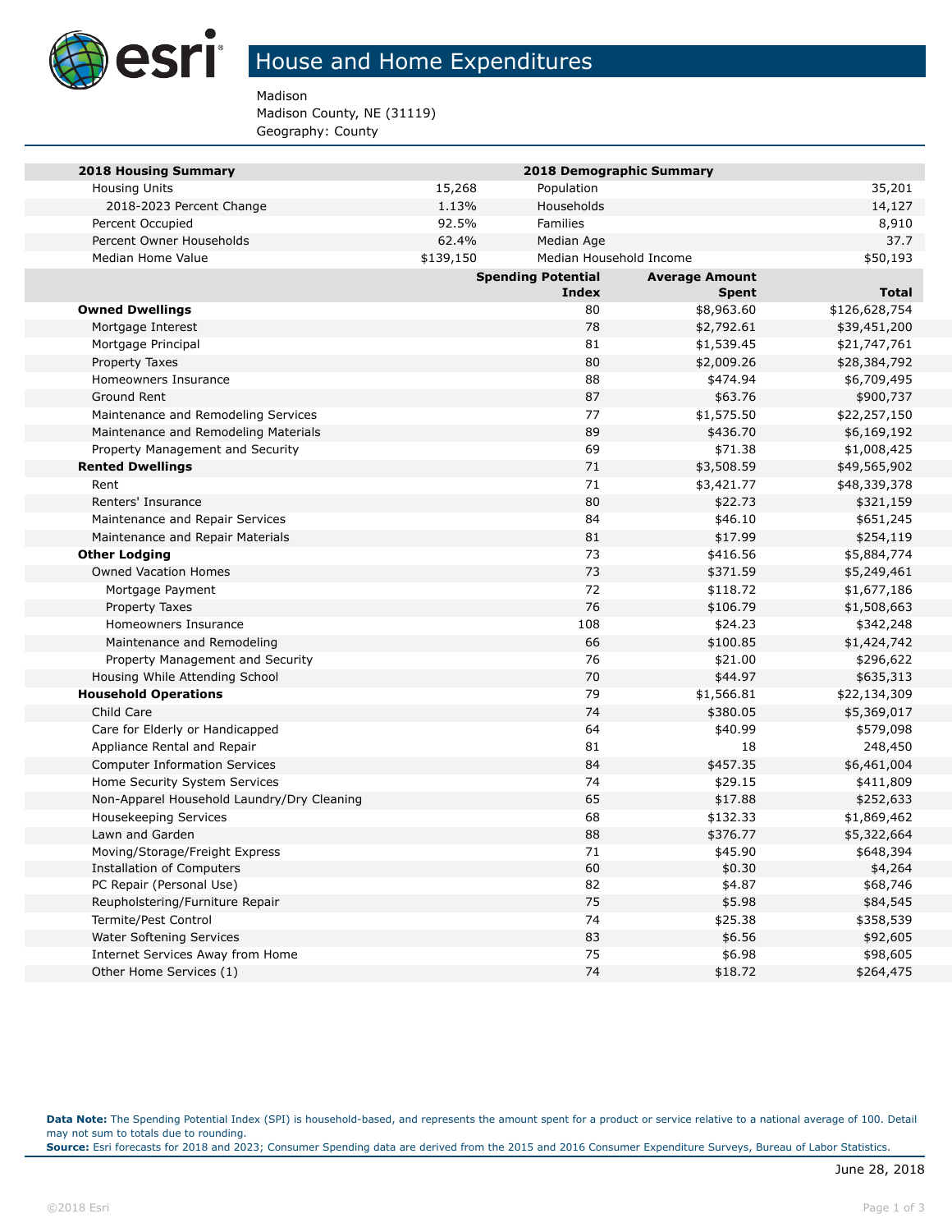# House and Home Expenditures

Madison
Madison County, NE (31119)
Geography: County

| 2018 Housing Summary | | 2018 Demographic Summary | |
|---|---|---|---|
| Housing Units | 15,268 | Population | 35,201 |
| 2018-2023 Percent Change | 1.13% | Households | 14,127 |
| Percent Occupied | 92.5% | Families | 8,910 |
| Percent Owner Households | 62.4% | Median Age | 37.7 |
| Median Home Value | $139,150 | Median Household Income | $50,193 |

| | Spending Potential Index | Average Amount Spent | Total |
|---|---|---|---|
| **Owned Dwellings** | 80 | $8,963.60 | $126,628,754 |
| Mortgage Interest | 78 | $2,792.61 | $39,451,200 |
| Mortgage Principal | 81 | $1,539.45 | $21,747,761 |
| Property Taxes | 80 | $2,009.26 | $28,384,792 |
| Homeowners Insurance | 88 | $474.94 | $6,709,495 |
| Ground Rent | 87 | $63.76 | $900,737 |
| Maintenance and Remodeling Services | 77 | $1,575.50 | $22,257,150 |
| Maintenance and Remodeling Materials | 89 | $436.70 | $6,169,192 |
| Property Management and Security | 69 | $71.38 | $1,008,425 |
| **Rented Dwellings** | 71 | $3,508.59 | $49,565,902 |
| Rent | 71 | $3,421.77 | $48,339,378 |
| Renters' Insurance | 80 | $22.73 | $321,159 |
| Maintenance and Repair Services | 84 | $46.10 | $651,245 |
| Maintenance and Repair Materials | 81 | $17.99 | $254,119 |
| **Other Lodging** | 73 | $416.56 | $5,884,774 |
| Owned Vacation Homes | 73 | $371.59 | $5,249,461 |
| Mortgage Payment | 72 | $118.72 | $1,677,186 |
| Property Taxes | 76 | $106.79 | $1,508,663 |
| Homeowners Insurance | 108 | $24.23 | $342,248 |
| Maintenance and Remodeling | 66 | $100.85 | $1,424,742 |
| Property Management and Security | 76 | $21.00 | $296,622 |
| Housing While Attending School | 70 | $44.97 | $635,313 |
| **Household Operations** | 79 | $1,566.81 | $22,134,309 |
| Child Care | 74 | $380.05 | $5,369,017 |
| Care for Elderly or Handicapped | 64 | $40.99 | $579,098 |
| Appliance Rental and Repair | 81 | 18 | 248,450 |
| Computer Information Services | 84 | $457.35 | $6,461,004 |
| Home Security System Services | 74 | $29.15 | $411,809 |
| Non-Apparel Household Laundry/Dry Cleaning | 65 | $17.88 | $252,633 |
| Housekeeping Services | 68 | $132.33 | $1,869,462 |
| Lawn and Garden | 88 | $376.77 | $5,322,664 |
| Moving/Storage/Freight Express | 71 | $45.90 | $648,394 |
| Installation of Computers | 60 | $0.30 | $4,264 |
| PC Repair (Personal Use) | 82 | $4.87 | $68,746 |
| Reupholstering/Furniture Repair | 75 | $5.98 | $84,545 |
| Termite/Pest Control | 74 | $25.38 | $358,539 |
| Water Softening Services | 83 | $6.56 | $92,605 |
| Internet Services Away from Home | 75 | $6.98 | $98,605 |
| Other Home Services (1) | 74 | $18.72 | $264,475 |

**Data Note:** The Spending Potential Index (SPI) is household-based, and represents the amount spent for a product or service relative to a national average of 100. Detail may not sum to totals due to rounding.
**Source:** Esri forecasts for 2018 and 2023; Consumer Spending data are derived from the 2015 and 2016 Consumer Expenditure Surveys, Bureau of Labor Statistics.

June 28, 2018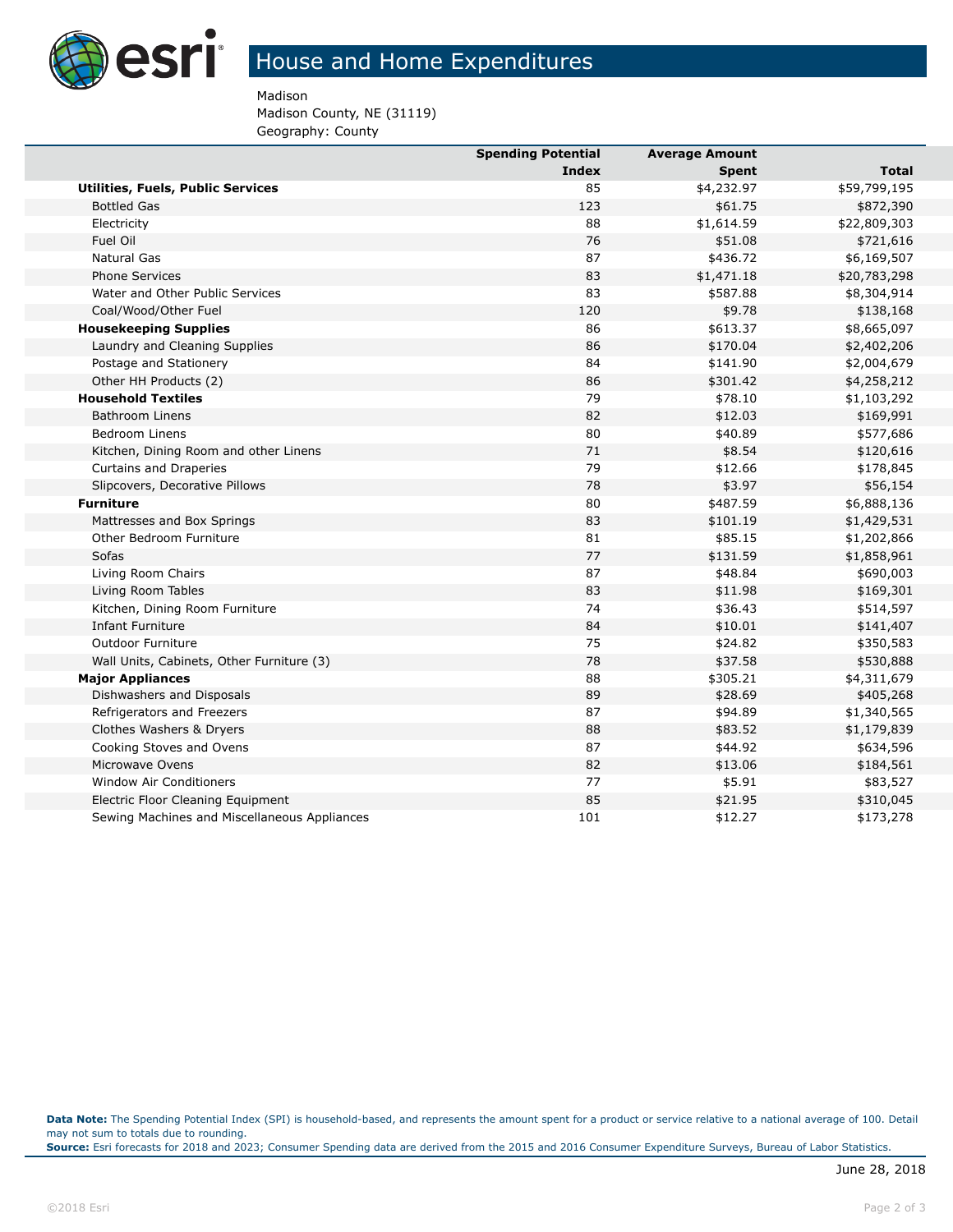# House and Home Expenditures

Madison
Madison County, NE (31119)
Geography: County

| | Spending Potential Index | Average Amount Spent | Total |
|---|---|---|---|
| **Utilities, Fuels, Public Services** | 85 | $4,232.97 | $59,799,195 |
| Bottled Gas | 123 | $61.75 | $872,390 |
| Electricity | 88 | $1,614.59 | $22,809,303 |
| Fuel Oil | 76 | $51.08 | $721,616 |
| Natural Gas | 87 | $436.72 | $6,169,507 |
| Phone Services | 83 | $1,471.18 | $20,783,298 |
| Water and Other Public Services | 83 | $587.88 | $8,304,914 |
| Coal/Wood/Other Fuel | 120 | $9.78 | $138,168 |
| **Housekeeping Supplies** | 86 | $613.37 | $8,665,097 |
| Laundry and Cleaning Supplies | 86 | $170.04 | $2,402,206 |
| Postage and Stationery | 84 | $141.90 | $2,004,679 |
| Other HH Products (2) | 86 | $301.42 | $4,258,212 |
| **Household Textiles** | 79 | $78.10 | $1,103,292 |
| Bathroom Linens | 82 | $12.03 | $169,991 |
| Bedroom Linens | 80 | $40.89 | $577,686 |
| Kitchen, Dining Room and other Linens | 71 | $8.54 | $120,616 |
| Curtains and Draperies | 79 | $12.66 | $178,845 |
| Slipcovers, Decorative Pillows | 78 | $3.97 | $56,154 |
| **Furniture** | 80 | $487.59 | $6,888,136 |
| Mattresses and Box Springs | 83 | $101.19 | $1,429,531 |
| Other Bedroom Furniture | 81 | $85.15 | $1,202,866 |
| Sofas | 77 | $131.59 | $1,858,961 |
| Living Room Chairs | 87 | $48.84 | $690,003 |
| Living Room Tables | 83 | $11.98 | $169,301 |
| Kitchen, Dining Room Furniture | 74 | $36.43 | $514,597 |
| Infant Furniture | 84 | $10.01 | $141,407 |
| Outdoor Furniture | 75 | $24.82 | $350,583 |
| Wall Units, Cabinets, Other Furniture (3) | 78 | $37.58 | $530,888 |
| **Major Appliances** | 88 | $305.21 | $4,311,679 |
| Dishwashers and Disposals | 89 | $28.69 | $405,268 |
| Refrigerators and Freezers | 87 | $94.89 | $1,340,565 |
| Clothes Washers & Dryers | 88 | $83.52 | $1,179,839 |
| Cooking Stoves and Ovens | 87 | $44.92 | $634,596 |
| Microwave Ovens | 82 | $13.06 | $184,561 |
| Window Air Conditioners | 77 | $5.91 | $83,527 |
| Electric Floor Cleaning Equipment | 85 | $21.95 | $310,045 |
| Sewing Machines and Miscellaneous Appliances | 101 | $12.27 | $173,278 |

**Data Note:** The Spending Potential Index (SPI) is household-based, and represents the amount spent for a product or service relative to a national average of 100. Detail may not sum to totals due to rounding.
**Source:** Esri forecasts for 2018 and 2023; Consumer Spending data are derived from the 2015 and 2016 Consumer Expenditure Surveys, Bureau of Labor Statistics.

June 28, 2018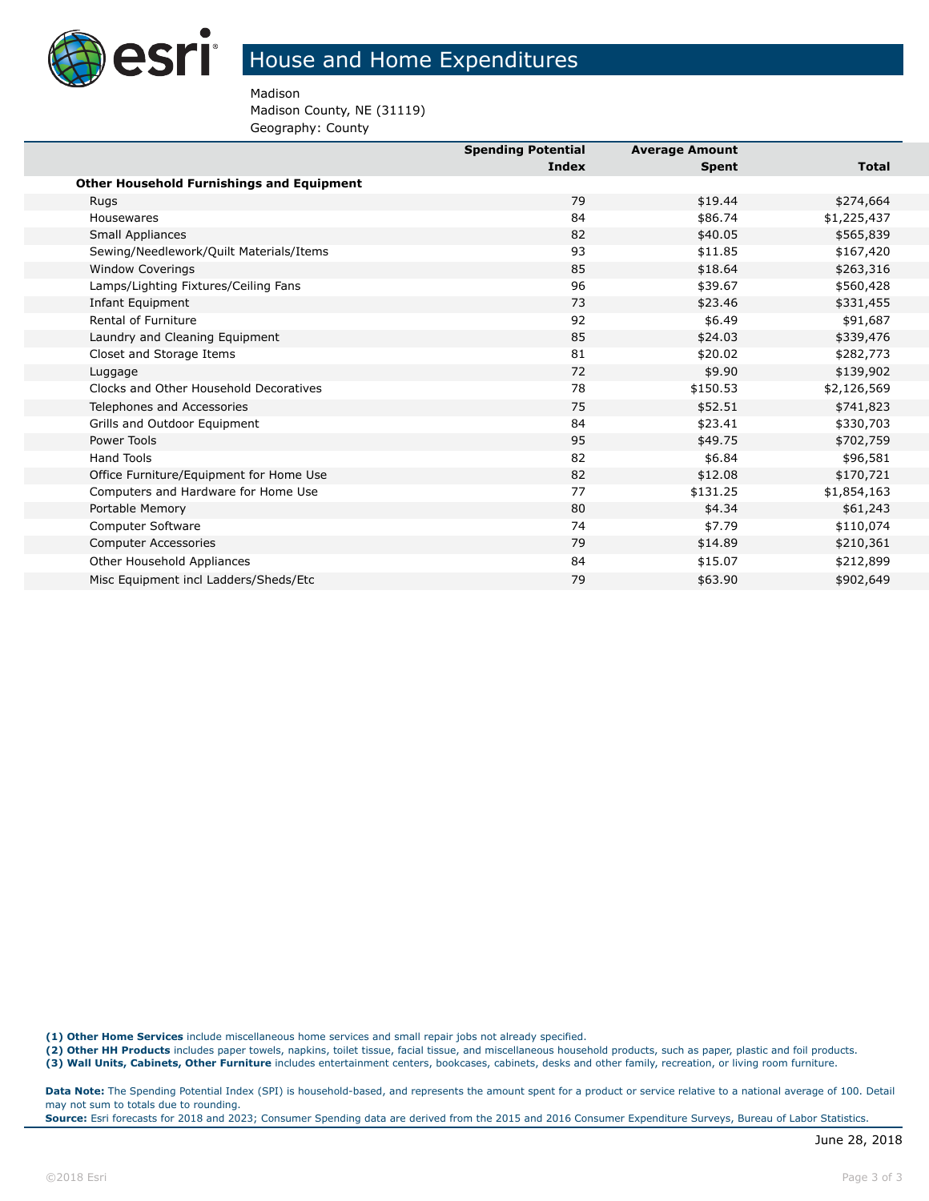# House and Home Expenditures

Madison
Madison County, NE (31119)
Geography: County

| | Spending Potential Index | Average Amount Spent | Total |
|---|---|---|---|
| **Other Household Furnishings and Equipment** | | | |
| Rugs | 79 | $19.44 | $274,664 |
| Housewares | 84 | $86.74 | $1,225,437 |
| Small Appliances | 82 | $40.05 | $565,839 |
| Sewing/Needlework/Quilt Materials/Items | 93 | $11.85 | $167,420 |
| Window Coverings | 85 | $18.64 | $263,316 |
| Lamps/Lighting Fixtures/Ceiling Fans | 96 | $39.67 | $560,428 |
| Infant Equipment | 73 | $23.46 | $331,455 |
| Rental of Furniture | 92 | $6.49 | $91,687 |
| Laundry and Cleaning Equipment | 85 | $24.03 | $339,476 |
| Closet and Storage Items | 81 | $20.02 | $282,773 |
| Luggage | 72 | $9.90 | $139,902 |
| Clocks and Other Household Decoratives | 78 | $150.53 | $2,126,569 |
| Telephones and Accessories | 75 | $52.51 | $741,823 |
| Grills and Outdoor Equipment | 84 | $23.41 | $330,703 |
| Power Tools | 95 | $49.75 | $702,759 |
| Hand Tools | 82 | $6.84 | $96,581 |
| Office Furniture/Equipment for Home Use | 82 | $12.08 | $170,721 |
| Computers and Hardware for Home Use | 77 | $131.25 | $1,854,163 |
| Portable Memory | 80 | $4.34 | $61,243 |
| Computer Software | 74 | $7.79 | $110,074 |
| Computer Accessories | 79 | $14.89 | $210,361 |
| Other Household Appliances | 84 | $15.07 | $212,899 |
| Misc Equipment incl Ladders/Sheds/Etc | 79 | $63.90 | $902,649 |

**(1) Other Home Services** include miscellaneous home services and small repair jobs not already specified.
**(2) Other HH Products** includes paper towels, napkins, toilet tissue, facial tissue, and miscellaneous household products, such as paper, plastic and foil products.
**(3) Wall Units, Cabinets, Other Furniture** includes entertainment centers, bookcases, cabinets, desks and other family, recreation, or living room furniture.

**Data Note:** The Spending Potential Index (SPI) is household-based, and represents the amount spent for a product or service relative to a national average of 100. Detail may not sum to totals due to rounding.
**Source:** Esri forecasts for 2018 and 2023; Consumer Spending data are derived from the 2015 and 2016 Consumer Expenditure Surveys, Bureau of Labor Statistics.

June 28, 2018

©2018 Esri